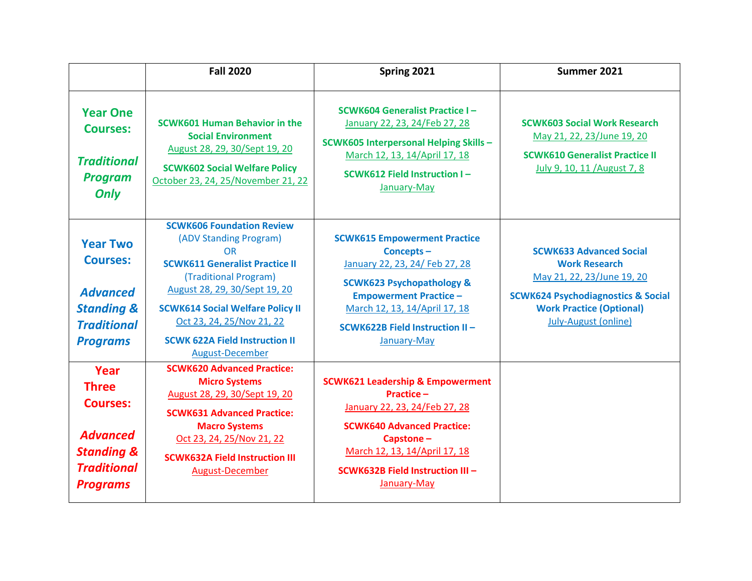| | Fall 2020 | Spring 2021 | Summer 2021 |
|---|---|---|---|
| **Year One Courses:** ***Traditional Program Only*** | **SCWK601 Human Behavior in the Social Environment** August 28, 29, 30/Sept 19, 20 **SCWK602 Social Welfare Policy** October 23, 24, 25/November 21, 22 | **SCWK604 Generalist Practice I –** January 22, 23, 24/Feb 27, 28 **SCWK605 Interpersonal Helping Skills –** March 12, 13, 14/April 17, 18 **SCWK612 Field Instruction I –** January-May | **SCWK603 Social Work Research** May 21, 22, 23/June 19, 20 **SCWK610 Generalist Practice II** July 9, 10, 11 /August 7, 8 |
| **Year Two Courses:** ***Advanced Standing & Traditional Programs*** | **SCWK606 Foundation Review** (ADV Standing Program) OR **SCWK611 Generalist Practice II** (Traditional Program) August 28, 29, 30/Sept 19, 20 **SCWK614 Social Welfare Policy II** Oct 23, 24, 25/Nov 21, 22 **SCWK 622A Field Instruction II** August-December | **SCWK615 Empowerment Practice Concepts –** January 22, 23, 24/ Feb 27, 28 **SCWK623 Psychopathology & Empowerment Practice –** March 12, 13, 14/April 17, 18 **SCWK622B Field Instruction II –** January-May | **SCWK633 Advanced Social Work Research** May 21, 22, 23/June 19, 20 **SCWK624 Psychodiagnostics & Social Work Practice (Optional)** July-August (online) |
| **Year Three Courses:** ***Advanced Standing & Traditional Programs*** | **SCWK620 Advanced Practice: Micro Systems** August 28, 29, 30/Sept 19, 20 **SCWK631 Advanced Practice: Macro Systems** Oct 23, 24, 25/Nov 21, 22 **SCWK632A Field Instruction III** August-December | **SCWK621 Leadership & Empowerment Practice –** January 22, 23, 24/Feb 27, 28 **SCWK640 Advanced Practice: Capstone –** March 12, 13, 14/April 17, 18 **SCWK632B Field Instruction III –** January-May | |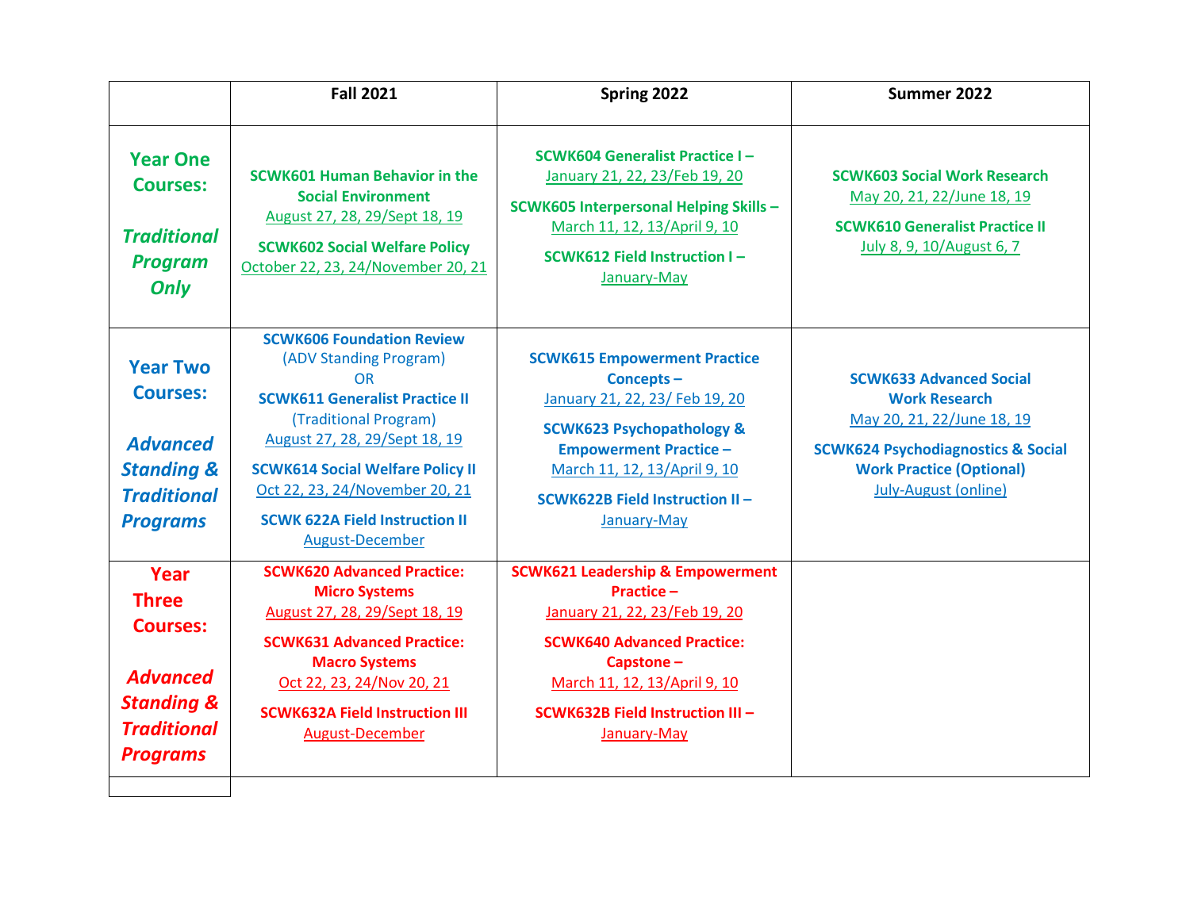| | Fall 2021 | Spring 2022 | Summer 2022 |
|---|---|---|---|
| **Year One Courses:** ***Traditional Program Only*** | **SCWK601 Human Behavior in the Social Environment** August 27, 28, 29/Sept 18, 19 **SCWK602 Social Welfare Policy** October 22, 23, 24/November 20, 21 | **SCWK604 Generalist Practice I –** January 21, 22, 23/Feb 19, 20 **SCWK605 Interpersonal Helping Skills –** March 11, 12, 13/April 9, 10 **SCWK612 Field Instruction I –** January-May | **SCWK603 Social Work Research** May 20, 21, 22/June 18, 19 **SCWK610 Generalist Practice II** July 8, 9, 10/August 6, 7 |
| **Year Two Courses:** ***Advanced Standing & Traditional Programs*** | **SCWK606 Foundation Review** (ADV Standing Program) OR **SCWK611 Generalist Practice II** (Traditional Program) August 27, 28, 29/Sept 18, 19 **SCWK614 Social Welfare Policy II** Oct 22, 23, 24/November 20, 21 **SCWK 622A Field Instruction II** August-December | **SCWK615 Empowerment Practice Concepts –** January 21, 22, 23/ Feb 19, 20 **SCWK623 Psychopathology & Empowerment Practice –** March 11, 12, 13/April 9, 10 **SCWK622B Field Instruction II –** January-May | **SCWK633 Advanced Social Work Research** May 20, 21, 22/June 18, 19 **SCWK624 Psychodiagnostics & Social Work Practice (Optional)** July-August (online) |
| **Year Three Courses:** ***Advanced Standing & Traditional Programs*** | **SCWK620 Advanced Practice: Micro Systems** August 27, 28, 29/Sept 18, 19 **SCWK631 Advanced Practice: Macro Systems** Oct 22, 23, 24/Nov 20, 21 **SCWK632A Field Instruction III** August-December | **SCWK621 Leadership & Empowerment Practice –** January 21, 22, 23/Feb 19, 20 **SCWK640 Advanced Practice: Capstone –** March 11, 12, 13/April 9, 10 **SCWK632B Field Instruction III –** January-May | |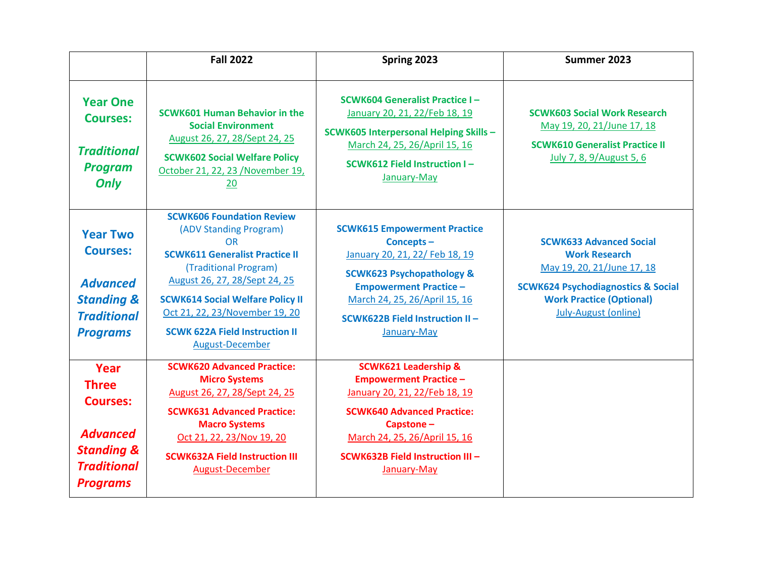| | Fall 2022 | Spring 2023 | Summer 2023 |
|---|---|---|---|
| **Year One Courses:** ***Traditional Program Only*** | **SCWK601 Human Behavior in the Social Environment** August 26, 27, 28/Sept 24, 25 **SCWK602 Social Welfare Policy** October 21, 22, 23 /November 19, 20 | **SCWK604 Generalist Practice I –** January 20, 21, 22/Feb 18, 19 **SCWK605 Interpersonal Helping Skills –** March 24, 25, 26/April 15, 16 **SCWK612 Field Instruction I –** January-May | **SCWK603 Social Work Research** May 19, 20, 21/June 17, 18 **SCWK610 Generalist Practice II** July 7, 8, 9/August 5, 6 |
| **Year Two Courses:** ***Advanced Standing & Traditional Programs*** | **SCWK606 Foundation Review** (ADV Standing Program) OR **SCWK611 Generalist Practice II** (Traditional Program) August 26, 27, 28/Sept 24, 25 **SCWK614 Social Welfare Policy II** Oct 21, 22, 23/November 19, 20 **SCWK 622A Field Instruction II** August-December | **SCWK615 Empowerment Practice Concepts –** January 20, 21, 22/ Feb 18, 19 **SCWK623 Psychopathology & Empowerment Practice –** March 24, 25, 26/April 15, 16 **SCWK622B Field Instruction II –** January-May | **SCWK633 Advanced Social Work Research** May 19, 20, 21/June 17, 18 **SCWK624 Psychodiagnostics & Social Work Practice (Optional)** July-August (online) |
| **Year Three Courses:** ***Advanced Standing & Traditional Programs*** | **SCWK620 Advanced Practice: Micro Systems** August 26, 27, 28/Sept 24, 25 **SCWK631 Advanced Practice: Macro Systems** Oct 21, 22, 23/Nov 19, 20 **SCWK632A Field Instruction III** August-December | **SCWK621 Leadership & Empowerment Practice –** January 20, 21, 22/Feb 18, 19 **SCWK640 Advanced Practice: Capstone –** March 24, 25, 26/April 15, 16 **SCWK632B Field Instruction III –** January-May | |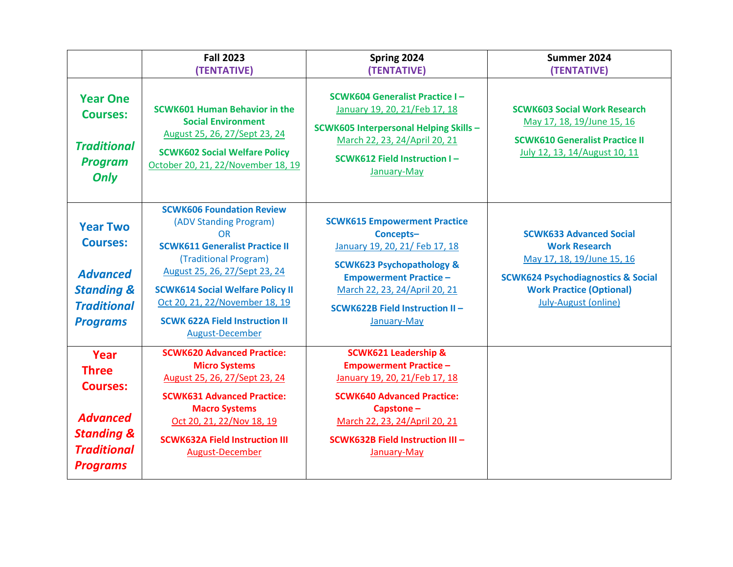| | Fall 2023 (TENTATIVE) | Spring 2024 (TENTATIVE) | Summer 2024 (TENTATIVE) |
|---|---|---|---|
| **Year One Courses:** ***Traditional Program Only*** | **SCWK601 Human Behavior in the Social Environment** August 25, 26, 27/Sept 23, 24 **SCWK602 Social Welfare Policy** October 20, 21, 22/November 18, 19 | **SCWK604 Generalist Practice I –** January 19, 20, 21/Feb 17, 18 **SCWK605 Interpersonal Helping Skills –** March 22, 23, 24/April 20, 21 **SCWK612 Field Instruction I –** January-May | **SCWK603 Social Work Research** May 17, 18, 19/June 15, 16 **SCWK610 Generalist Practice II** July 12, 13, 14/August 10, 11 |
| **Year Two Courses:** ***Advanced Standing & Traditional Programs*** | **SCWK606 Foundation Review** (ADV Standing Program) OR **SCWK611 Generalist Practice II** (Traditional Program) August 25, 26, 27/Sept 23, 24 **SCWK614 Social Welfare Policy II** Oct 20, 21, 22/November 18, 19 **SCWK 622A Field Instruction II** August-December | **SCWK615 Empowerment Practice Concepts–** January 19, 20, 21/ Feb 17, 18 **SCWK623 Psychopathology & Empowerment Practice –** March 22, 23, 24/April 20, 21 **SCWK622B Field Instruction II –** January-May | **SCWK633 Advanced Social Work Research** May 17, 18, 19/June 15, 16 **SCWK624 Psychodiagnostics & Social Work Practice (Optional)** July-August (online) |
| **Year Three Courses:** ***Advanced Standing & Traditional Programs*** | **SCWK620 Advanced Practice: Micro Systems** August 25, 26, 27/Sept 23, 24 **SCWK631 Advanced Practice: Macro Systems** Oct 20, 21, 22/Nov 18, 19 **SCWK632A Field Instruction III** August-December | **SCWK621 Leadership & Empowerment Practice –** January 19, 20, 21/Feb 17, 18 **SCWK640 Advanced Practice: Capstone –** March 22, 23, 24/April 20, 21 **SCWK632B Field Instruction III –** January-May | |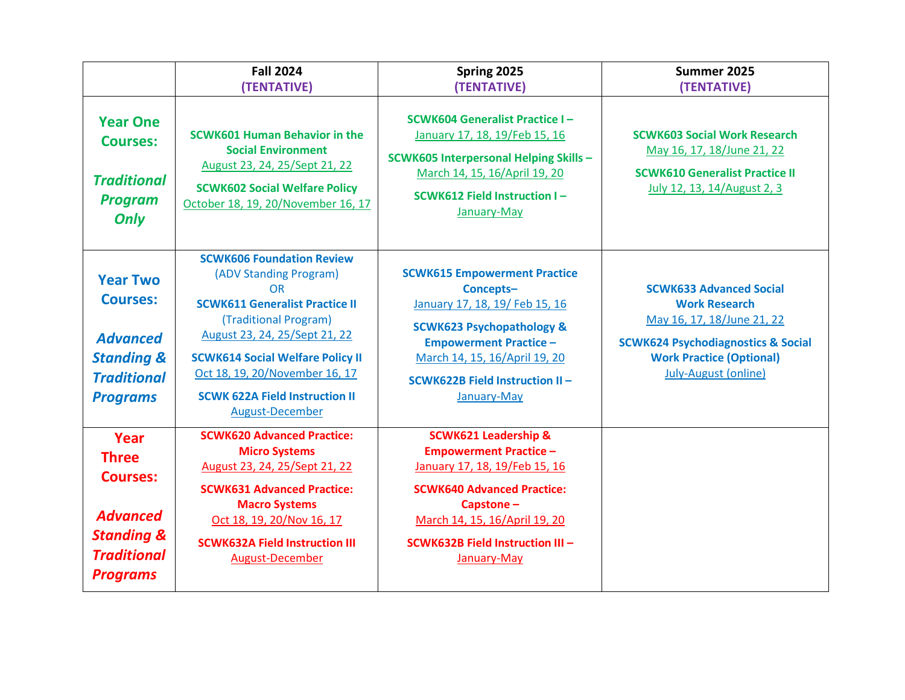| | Fall 2024 (TENTATIVE) | Spring 2025 (TENTATIVE) | Summer 2025 (TENTATIVE) |
|---|---|---|---|
| **Year One Courses:** *Traditional Program Only* | **SCWK601 Human Behavior in the Social Environment** August 23, 24, 25/Sept 21, 22<br>**SCWK602 Social Welfare Policy** October 18, 19, 20/November 16, 17 | **SCWK604 Generalist Practice I –** January 17, 18, 19/Feb 15, 16<br>**SCWK605 Interpersonal Helping Skills –** March 14, 15, 16/April 19, 20<br>**SCWK612 Field Instruction I –** January-May | **SCWK603 Social Work Research** May 16, 17, 18/June 21, 22<br>**SCWK610 Generalist Practice II** July 12, 13, 14/August 2, 3 |
| **Year Two Courses:** *Advanced Standing & Traditional Programs* | **SCWK606 Foundation Review** (ADV Standing Program) OR **SCWK611 Generalist Practice II** (Traditional Program) August 23, 24, 25/Sept 21, 22<br>**SCWK614 Social Welfare Policy II** Oct 18, 19, 20/November 16, 17<br>**SCWK 622A Field Instruction II** August-December | **SCWK615 Empowerment Practice Concepts–** January 17, 18, 19/ Feb 15, 16<br>**SCWK623 Psychopathology & Empowerment Practice –** March 14, 15, 16/April 19, 20<br>**SCWK622B Field Instruction II –** January-May | **SCWK633 Advanced Social Work Research** May 16, 17, 18/June 21, 22<br>**SCWK624 Psychodiagnostics & Social Work Practice (Optional)** July-August (online) |
| **Year Three Courses:** *Advanced Standing & Traditional Programs* | **SCWK620 Advanced Practice: Micro Systems** August 23, 24, 25/Sept 21, 22<br>**SCWK631 Advanced Practice: Macro Systems** Oct 18, 19, 20/Nov 16, 17<br>**SCWK632A Field Instruction III** August-December | **SCWK621 Leadership & Empowerment Practice –** January 17, 18, 19/Feb 15, 16<br>**SCWK640 Advanced Practice: Capstone –** March 14, 15, 16/April 19, 20<br>**SCWK632B Field Instruction III –** January-May | |